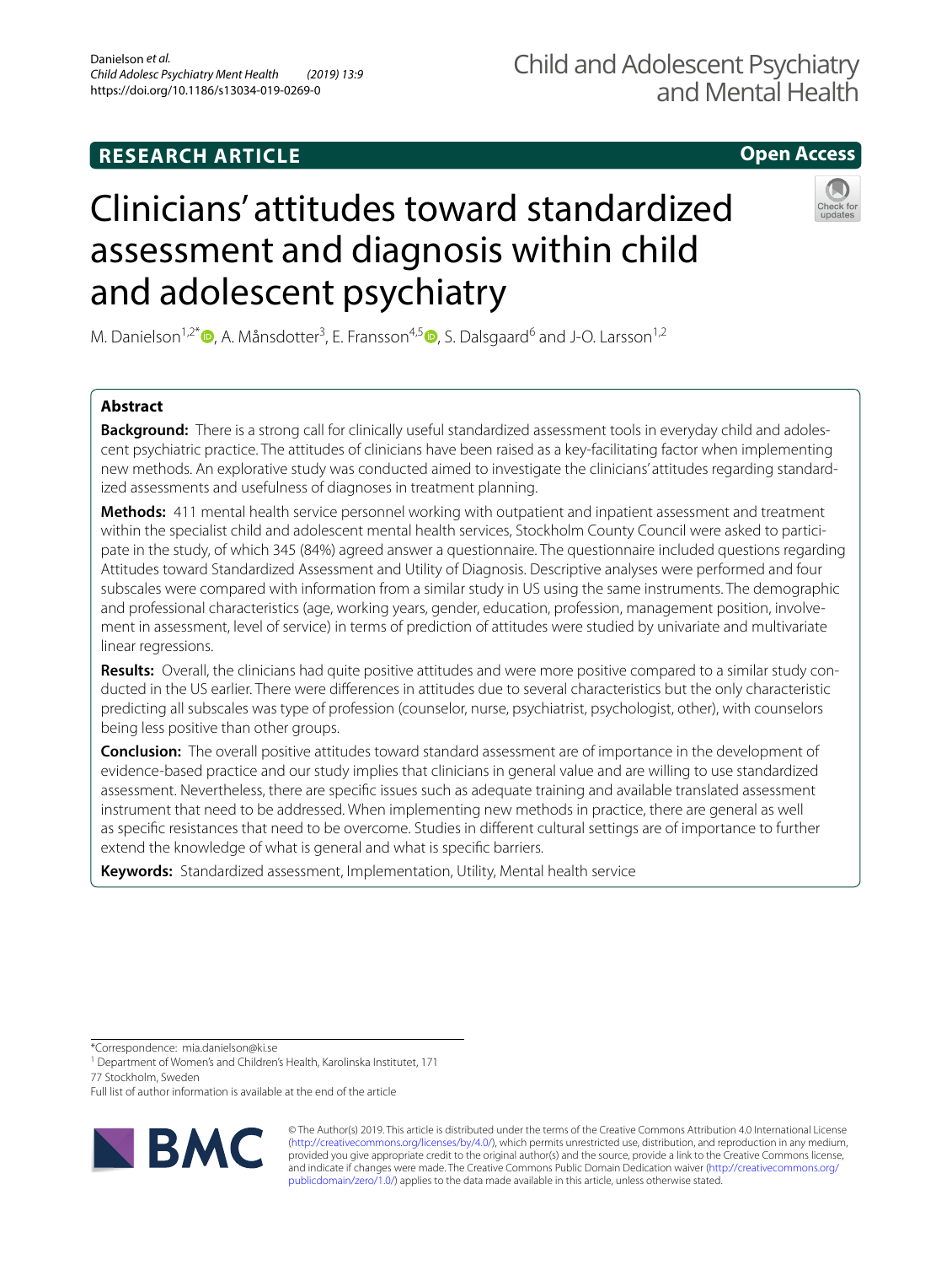RESEARCH ARTICLE

Open Access

# Clinicians' attitudes toward standardized assessment and diagnosis within child and adolescent psychiatry

M. Danielson[1,2*], A. Månsdotter[3], E. Fransson[4,5], S. Dalsgaard[6] and J-O. Larsson[1,2]

## Abstract

**Background:** There is a strong call for clinically useful standardized assessment tools in everyday child and adolescent psychiatric practice. The attitudes of clinicians have been raised as a key-facilitating factor when implementing new methods. An explorative study was conducted aimed to investigate the clinicians' attitudes regarding standardized assessments and usefulness of diagnoses in treatment planning.

**Methods:** 411 mental health service personnel working with outpatient and inpatient assessment and treatment within the specialist child and adolescent mental health services, Stockholm County Council were asked to participate in the study, of which 345 (84%) agreed answer a questionnaire. The questionnaire included questions regarding Attitudes toward Standardized Assessment and Utility of Diagnosis. Descriptive analyses were performed and four subscales were compared with information from a similar study in US using the same instruments. The demographic and professional characteristics (age, working years, gender, education, profession, management position, involvement in assessment, level of service) in terms of prediction of attitudes were studied by univariate and multivariate linear regressions.

**Results:** Overall, the clinicians had quite positive attitudes and were more positive compared to a similar study conducted in the US earlier. There were differences in attitudes due to several characteristics but the only characteristic predicting all subscales was type of profession (counselor, nurse, psychiatrist, psychologist, other), with counselors being less positive than other groups.

**Conclusion:** The overall positive attitudes toward standard assessment are of importance in the development of evidence-based practice and our study implies that clinicians in general value and are willing to use standardized assessment. Nevertheless, there are specific issues such as adequate training and available translated assessment instrument that need to be addressed. When implementing new methods in practice, there are general as well as specific resistances that need to be overcome. Studies in different cultural settings are of importance to further extend the knowledge of what is general and what is specific barriers.

**Keywords:** Standardized assessment, Implementation, Utility, Mental health service

*Correspondence: mia.danielson@ki.se
[1] Department of Women's and Children's Health, Karolinska Institutet, 171 77 Stockholm, Sweden
Full list of author information is available at the end of the article

© The Author(s) 2019. This article is distributed under the terms of the Creative Commons Attribution 4.0 International License (http://creativecommons.org/licenses/by/4.0/), which permits unrestricted use, distribution, and reproduction in any medium, provided you give appropriate credit to the original author(s) and the source, provide a link to the Creative Commons license, and indicate if changes were made. The Creative Commons Public Domain Dedication waiver (http://creativecommons.org/publicdomain/zero/1.0/) applies to the data made available in this article, unless otherwise stated.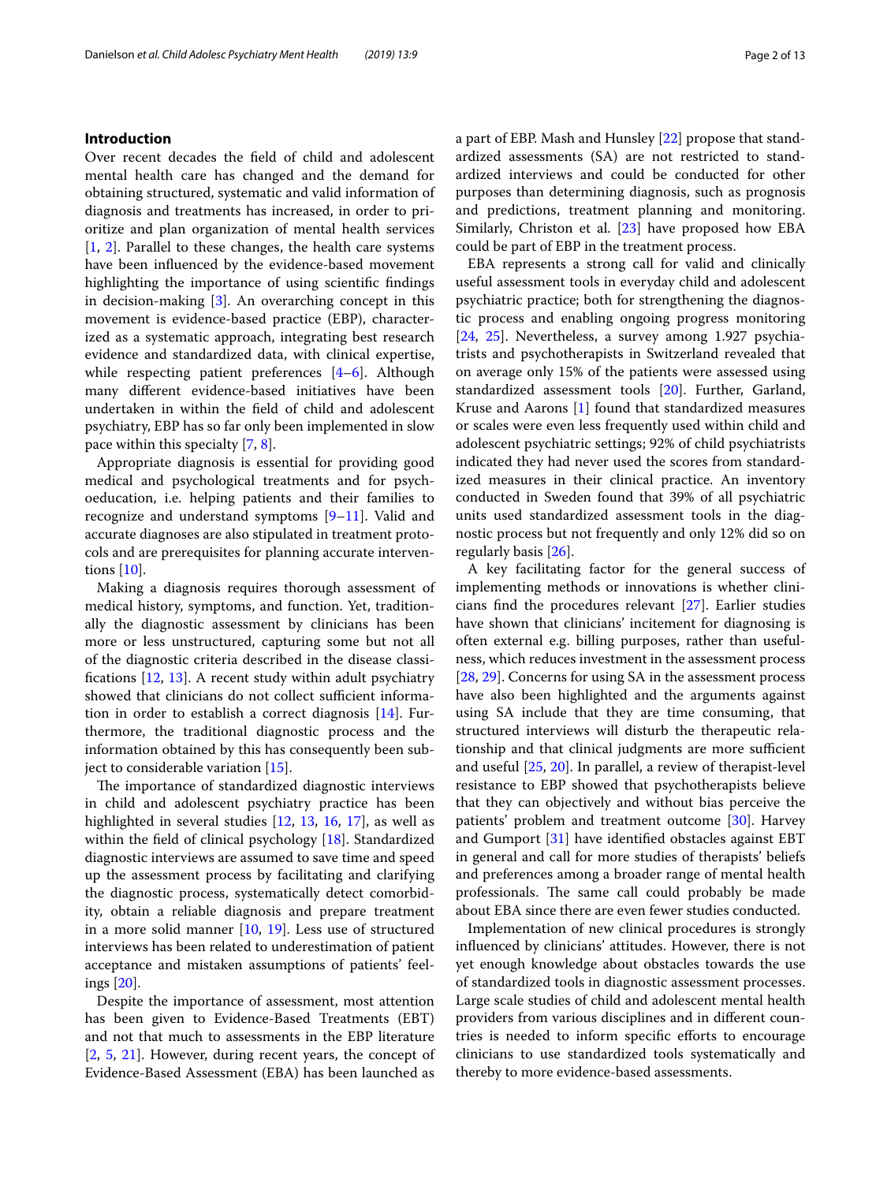## Introduction

Over recent decades the field of child and adolescent mental health care has changed and the demand for obtaining structured, systematic and valid information of diagnosis and treatments has increased, in order to prioritize and plan organization of mental health services [1, 2]. Parallel to these changes, the health care systems have been influenced by the evidence-based movement highlighting the importance of using scientific findings in decision-making [3]. An overarching concept in this movement is evidence-based practice (EBP), characterized as a systematic approach, integrating best research evidence and standardized data, with clinical expertise, while respecting patient preferences [4–6]. Although many different evidence-based initiatives have been undertaken in within the field of child and adolescent psychiatry, EBP has so far only been implemented in slow pace within this specialty [7, 8].

Appropriate diagnosis is essential for providing good medical and psychological treatments and for psychoeducation, i.e. helping patients and their families to recognize and understand symptoms [9–11]. Valid and accurate diagnoses are also stipulated in treatment protocols and are prerequisites for planning accurate interventions [10].

Making a diagnosis requires thorough assessment of medical history, symptoms, and function. Yet, traditionally the diagnostic assessment by clinicians has been more or less unstructured, capturing some but not all of the diagnostic criteria described in the disease classifications [12, 13]. A recent study within adult psychiatry showed that clinicians do not collect sufficient information in order to establish a correct diagnosis [14]. Furthermore, the traditional diagnostic process and the information obtained by this has consequently been subject to considerable variation [15].

The importance of standardized diagnostic interviews in child and adolescent psychiatry practice has been highlighted in several studies [12, 13, 16, 17], as well as within the field of clinical psychology [18]. Standardized diagnostic interviews are assumed to save time and speed up the assessment process by facilitating and clarifying the diagnostic process, systematically detect comorbidity, obtain a reliable diagnosis and prepare treatment in a more solid manner [10, 19]. Less use of structured interviews has been related to underestimation of patient acceptance and mistaken assumptions of patients' feelings [20].

Despite the importance of assessment, most attention has been given to Evidence-Based Treatments (EBT) and not that much to assessments in the EBP literature [2, 5, 21]. However, during recent years, the concept of Evidence-Based Assessment (EBA) has been launched as a part of EBP. Mash and Hunsley [22] propose that standardized assessments (SA) are not restricted to standardized interviews and could be conducted for other purposes than determining diagnosis, such as prognosis and predictions, treatment planning and monitoring. Similarly, Christon et al. [23] have proposed how EBA could be part of EBP in the treatment process.

EBA represents a strong call for valid and clinically useful assessment tools in everyday child and adolescent psychiatric practice; both for strengthening the diagnostic process and enabling ongoing progress monitoring [24, 25]. Nevertheless, a survey among 1.927 psychiatrists and psychotherapists in Switzerland revealed that on average only 15% of the patients were assessed using standardized assessment tools [20]. Further, Garland, Kruse and Aarons [1] found that standardized measures or scales were even less frequently used within child and adolescent psychiatric settings; 92% of child psychiatrists indicated they had never used the scores from standardized measures in their clinical practice. An inventory conducted in Sweden found that 39% of all psychiatric units used standardized assessment tools in the diagnostic process but not frequently and only 12% did so on regularly basis [26].

A key facilitating factor for the general success of implementing methods or innovations is whether clinicians find the procedures relevant [27]. Earlier studies have shown that clinicians' incitement for diagnosing is often external e.g. billing purposes, rather than usefulness, which reduces investment in the assessment process [28, 29]. Concerns for using SA in the assessment process have also been highlighted and the arguments against using SA include that they are time consuming, that structured interviews will disturb the therapeutic relationship and that clinical judgments are more sufficient and useful [25, 20]. In parallel, a review of therapist-level resistance to EBP showed that psychotherapists believe that they can objectively and without bias perceive the patients' problem and treatment outcome [30]. Harvey and Gumport [31] have identified obstacles against EBT in general and call for more studies of therapists' beliefs and preferences among a broader range of mental health professionals. The same call could probably be made about EBA since there are even fewer studies conducted.

Implementation of new clinical procedures is strongly influenced by clinicians' attitudes. However, there is not yet enough knowledge about obstacles towards the use of standardized tools in diagnostic assessment processes. Large scale studies of child and adolescent mental health providers from various disciplines and in different countries is needed to inform specific efforts to encourage clinicians to use standardized tools systematically and thereby to more evidence-based assessments.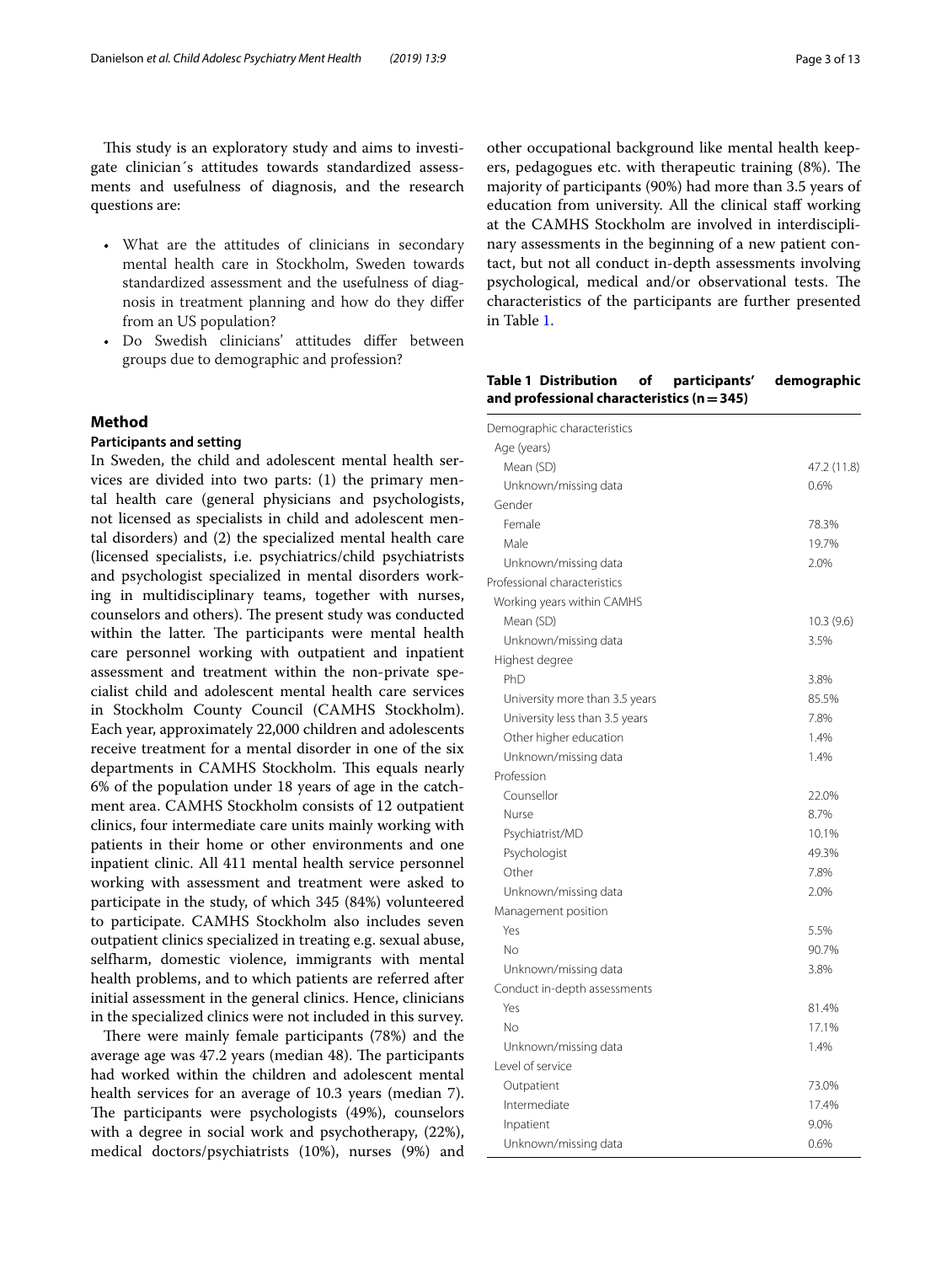This study is an exploratory study and aims to investigate clinician´s attitudes towards standardized assessments and usefulness of diagnosis, and the research questions are:

- What are the attitudes of clinicians in secondary mental health care in Stockholm, Sweden towards standardized assessment and the usefulness of diagnosis in treatment planning and how do they differ from an US population?
- Do Swedish clinicians' attitudes differ between groups due to demographic and profession?

## Method

### Participants and setting

In Sweden, the child and adolescent mental health services are divided into two parts: (1) the primary mental health care (general physicians and psychologists, not licensed as specialists in child and adolescent mental disorders) and (2) the specialized mental health care (licensed specialists, i.e. psychiatrics/child psychiatrists and psychologist specialized in mental disorders working in multidisciplinary teams, together with nurses, counselors and others). The present study was conducted within the latter. The participants were mental health care personnel working with outpatient and inpatient assessment and treatment within the non-private specialist child and adolescent mental health care services in Stockholm County Council (CAMHS Stockholm). Each year, approximately 22,000 children and adolescents receive treatment for a mental disorder in one of the six departments in CAMHS Stockholm. This equals nearly 6% of the population under 18 years of age in the catchment area. CAMHS Stockholm consists of 12 outpatient clinics, four intermediate care units mainly working with patients in their home or other environments and one inpatient clinic. All 411 mental health service personnel working with assessment and treatment were asked to participate in the study, of which 345 (84%) volunteered to participate. CAMHS Stockholm also includes seven outpatient clinics specialized in treating e.g. sexual abuse, selfharm, domestic violence, immigrants with mental health problems, and to which patients are referred after initial assessment in the general clinics. Hence, clinicians in the specialized clinics were not included in this survey.

There were mainly female participants (78%) and the average age was 47.2 years (median 48). The participants had worked within the children and adolescent mental health services for an average of 10.3 years (median 7). The participants were psychologists (49%), counselors with a degree in social work and psychotherapy, (22%), medical doctors/psychiatrists (10%), nurses (9%) and other occupational background like mental health keepers, pedagogues etc. with therapeutic training (8%). The majority of participants (90%) had more than 3.5 years of education from university. All the clinical staff working at the CAMHS Stockholm are involved in interdisciplinary assessments in the beginning of a new patient contact, but not all conduct in-depth assessments involving psychological, medical and/or observational tests. The characteristics of the participants are further presented in Table 1.

**Table 1 Distribution of participants' demographic and professional characteristics (n = 345)**

| | |
|---|---|
| Demographic characteristics | |
| Age (years) | |
| Mean (SD) | 47.2 (11.8) |
| Unknown/missing data | 0.6% |
| Gender | |
| Female | 78.3% |
| Male | 19.7% |
| Unknown/missing data | 2.0% |
| Professional characteristics | |
| Working years within CAMHS | |
| Mean (SD) | 10.3 (9.6) |
| Unknown/missing data | 3.5% |
| Highest degree | |
| PhD | 3.8% |
| University more than 3.5 years | 85.5% |
| University less than 3.5 years | 7.8% |
| Other higher education | 1.4% |
| Unknown/missing data | 1.4% |
| Profession | |
| Counsellor | 22.0% |
| Nurse | 8.7% |
| Psychiatrist/MD | 10.1% |
| Psychologist | 49.3% |
| Other | 7.8% |
| Unknown/missing data | 2.0% |
| Management position | |
| Yes | 5.5% |
| No | 90.7% |
| Unknown/missing data | 3.8% |
| Conduct in-depth assessments | |
| Yes | 81.4% |
| No | 17.1% |
| Unknown/missing data | 1.4% |
| Level of service | |
| Outpatient | 73.0% |
| Intermediate | 17.4% |
| Inpatient | 9.0% |
| Unknown/missing data | 0.6% |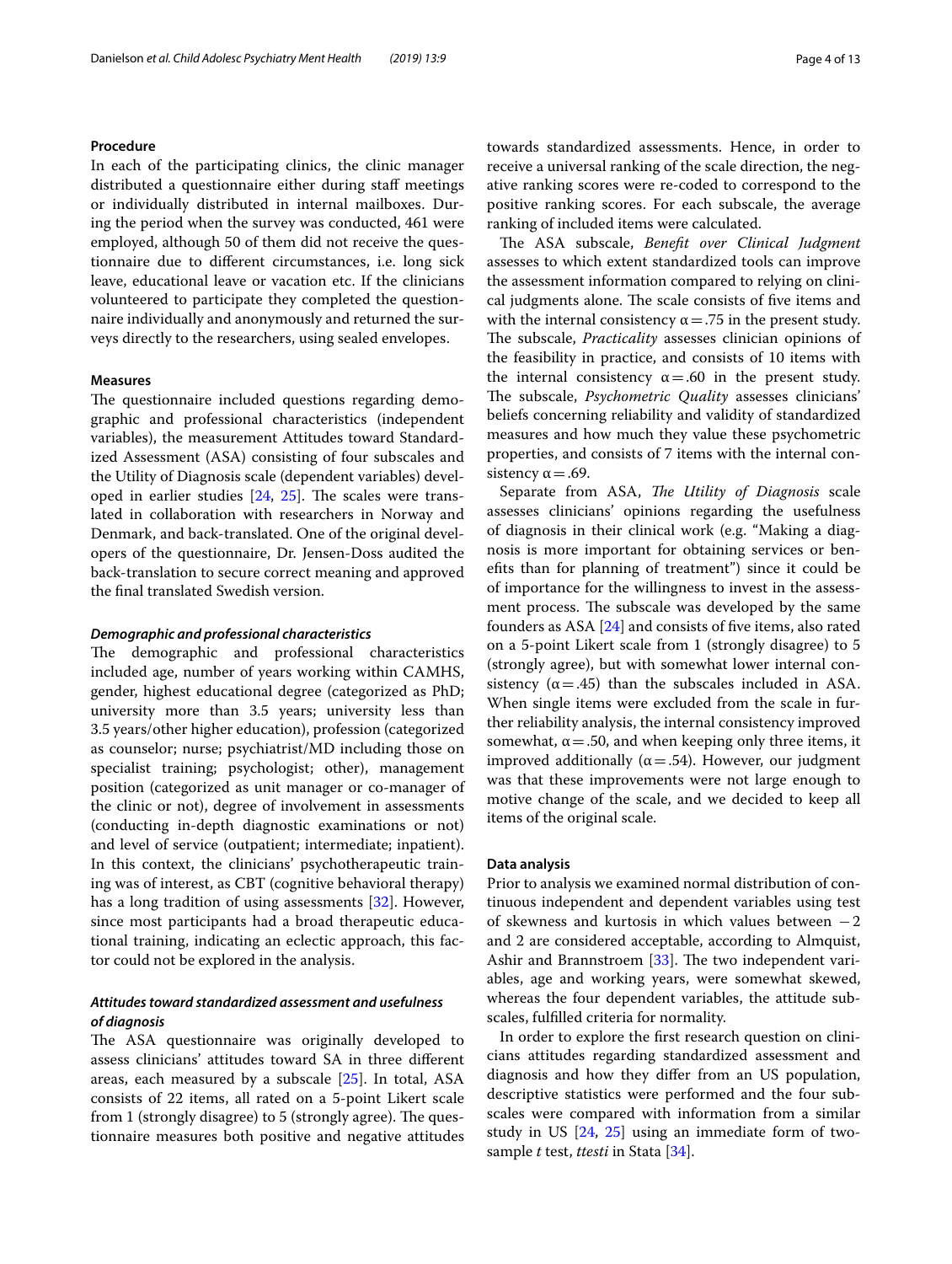## Procedure

In each of the participating clinics, the clinic manager distributed a questionnaire either during staff meetings or individually distributed in internal mailboxes. During the period when the survey was conducted, 461 were employed, although 50 of them did not receive the questionnaire due to different circumstances, i.e. long sick leave, educational leave or vacation etc. If the clinicians volunteered to participate they completed the questionnaire individually and anonymously and returned the surveys directly to the researchers, using sealed envelopes.

## Measures

The questionnaire included questions regarding demographic and professional characteristics (independent variables), the measurement Attitudes toward Standardized Assessment (ASA) consisting of four subscales and the Utility of Diagnosis scale (dependent variables) developed in earlier studies [24, 25]. The scales were translated in collaboration with researchers in Norway and Denmark, and back-translated. One of the original developers of the questionnaire, Dr. Jensen-Doss audited the back-translation to secure correct meaning and approved the final translated Swedish version.

### *Demographic and professional characteristics*

The demographic and professional characteristics included age, number of years working within CAMHS, gender, highest educational degree (categorized as PhD; university more than 3.5 years; university less than 3.5 years/other higher education), profession (categorized as counselor; nurse; psychiatrist/MD including those on specialist training; psychologist; other), management position (categorized as unit manager or co-manager of the clinic or not), degree of involvement in assessments (conducting in-depth diagnostic examinations or not) and level of service (outpatient; intermediate; inpatient). In this context, the clinicians' psychotherapeutic training was of interest, as CBT (cognitive behavioral therapy) has a long tradition of using assessments [32]. However, since most participants had a broad therapeutic educational training, indicating an eclectic approach, this factor could not be explored in the analysis.

### *Attitudes toward standardized assessment and usefulness of diagnosis*

The ASA questionnaire was originally developed to assess clinicians' attitudes toward SA in three different areas, each measured by a subscale [25]. In total, ASA consists of 22 items, all rated on a 5-point Likert scale from 1 (strongly disagree) to 5 (strongly agree). The questionnaire measures both positive and negative attitudes towards standardized assessments. Hence, in order to receive a universal ranking of the scale direction, the negative ranking scores were re-coded to correspond to the positive ranking scores. For each subscale, the average ranking of included items were calculated.

The ASA subscale, *Benefit over Clinical Judgment* assesses to which extent standardized tools can improve the assessment information compared to relying on clinical judgments alone. The scale consists of five items and with the internal consistency $\alpha = .75$ in the present study. The subscale, *Practicality* assesses clinician opinions of the feasibility in practice, and consists of 10 items with the internal consistency $\alpha = .60$ in the present study. The subscale, *Psychometric Quality* assesses clinicians' beliefs concerning reliability and validity of standardized measures and how much they value these psychometric properties, and consists of 7 items with the internal consistency $\alpha = .69$.

Separate from ASA, *The Utility of Diagnosis* scale assesses clinicians' opinions regarding the usefulness of diagnosis in their clinical work (e.g. "Making a diagnosis is more important for obtaining services or benefits than for planning of treatment") since it could be of importance for the willingness to invest in the assessment process. The subscale was developed by the same founders as ASA [24] and consists of five items, also rated on a 5-point Likert scale from 1 (strongly disagree) to 5 (strongly agree), but with somewhat lower internal consistency ($\alpha = .45$) than the subscales included in ASA. When single items were excluded from the scale in further reliability analysis, the internal consistency improved somewhat, $\alpha = .50$, and when keeping only three items, it improved additionally ($\alpha = .54$). However, our judgment was that these improvements were not large enough to motive change of the scale, and we decided to keep all items of the original scale.

## Data analysis

Prior to analysis we examined normal distribution of continuous independent and dependent variables using test of skewness and kurtosis in which values between $-2$ and 2 are considered acceptable, according to Almquist, Ashir and Brannstroem [33]. The two independent variables, age and working years, were somewhat skewed, whereas the four dependent variables, the attitude subscales, fulfilled criteria for normality.

In order to explore the first research question on clinicians attitudes regarding standardized assessment and diagnosis and how they differ from an US population, descriptive statistics were performed and the four subscales were compared with information from a similar study in US [24, 25] using an immediate form of two-sample *t* test, *ttesti* in Stata [34].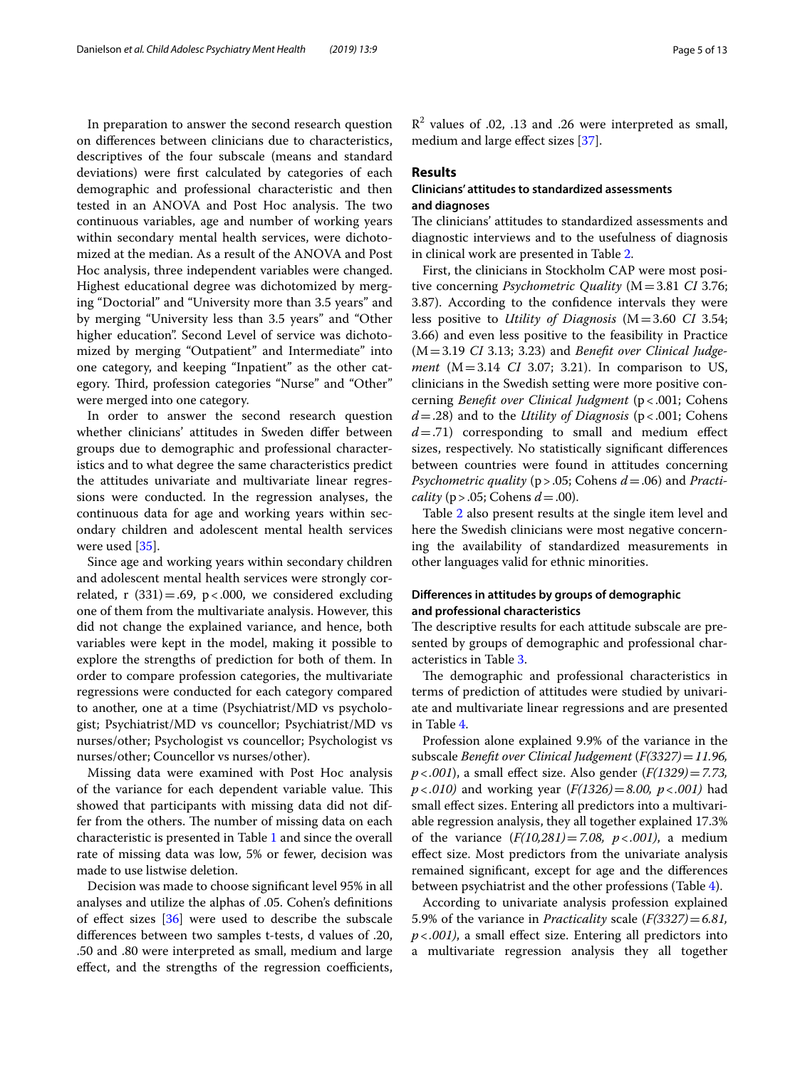In preparation to answer the second research question on differences between clinicians due to characteristics, descriptives of the four subscale (means and standard deviations) were first calculated by categories of each demographic and professional characteristic and then tested in an ANOVA and Post Hoc analysis. The two continuous variables, age and number of working years within secondary mental health services, were dichotomized at the median. As a result of the ANOVA and Post Hoc analysis, three independent variables were changed. Highest educational degree was dichotomized by merging "Doctorial" and "University more than 3.5 years" and by merging "University less than 3.5 years" and "Other higher education". Second Level of service was dichotomized by merging "Outpatient" and Intermediate" into one category, and keeping "Inpatient" as the other category. Third, profession categories "Nurse" and "Other" were merged into one category.

In order to answer the second research question whether clinicians' attitudes in Sweden differ between groups due to demographic and professional characteristics and to what degree the same characteristics predict the attitudes univariate and multivariate linear regressions were conducted. In the regression analyses, the continuous data for age and working years within secondary children and adolescent mental health services were used [35].

Since age and working years within secondary children and adolescent mental health services were strongly correlated, r $(331) = .69$, $p < .000$, we considered excluding one of them from the multivariate analysis. However, this did not change the explained variance, and hence, both variables were kept in the model, making it possible to explore the strengths of prediction for both of them. In order to compare profession categories, the multivariate regressions were conducted for each category compared to another, one at a time (Psychiatrist/MD vs psychologist; Psychiatrist/MD vs councellor; Psychiatrist/MD vs nurses/other; Psychologist vs councellor; Psychologist vs nurses/other; Councellor vs nurses/other).

Missing data were examined with Post Hoc analysis of the variance for each dependent variable value. This showed that participants with missing data did not differ from the others. The number of missing data on each characteristic is presented in Table 1 and since the overall rate of missing data was low, 5% or fewer, decision was made to use listwise deletion.

Decision was made to choose significant level 95% in all analyses and utilize the alphas of .05. Cohen's definitions of effect sizes [36] were used to describe the subscale differences between two samples t-tests, d values of .20, .50 and .80 were interpreted as small, medium and large effect, and the strengths of the regression coefficients, $R^2$ values of .02, .13 and .26 were interpreted as small, medium and large effect sizes [37].

## Results

### Clinicians' attitudes to standardized assessments and diagnoses

The clinicians' attitudes to standardized assessments and diagnostic interviews and to the usefulness of diagnosis in clinical work are presented in Table 2.

First, the clinicians in Stockholm CAP were most positive concerning *Psychometric Quality* (M = 3.81 *CI* 3.76; 3.87). According to the confidence intervals they were less positive to *Utility of Diagnosis* (M = 3.60 *CI* 3.54; 3.66) and even less positive to the feasibility in Practice (M = 3.19 *CI* 3.13; 3.23) and *Benefit over Clinical Judgement* (M = 3.14 *CI* 3.07; 3.21). In comparison to US, clinicians in the Swedish setting were more positive concerning *Benefit over Clinical Judgment* ($p < .001$; Cohens $d = .28$) and to the *Utility of Diagnosis* ($p < .001$; Cohens $d = .71$) corresponding to small and medium effect sizes, respectively. No statistically significant differences between countries were found in attitudes concerning *Psychometric quality* ($p > .05$; Cohens $d = .06$) and *Practicality* ($p > .05$; Cohens $d = .00$).

Table 2 also present results at the single item level and here the Swedish clinicians were most negative concerning the availability of standardized measurements in other languages valid for ethnic minorities.

### Differences in attitudes by groups of demographic and professional characteristics

The descriptive results for each attitude subscale are presented by groups of demographic and professional characteristics in Table 3.

The demographic and professional characteristics in terms of prediction of attitudes were studied by univariate and multivariate linear regressions and are presented in Table 4.

Profession alone explained 9.9% of the variance in the subscale *Benefit over Clinical Judgement* ($F(3327) = 11.96$, $p < .001$), a small effect size. Also gender ($F(1329) = 7.73$, $p < .010$) and working year ($F(1326) = 8.00$, $p < .001$) had small effect sizes. Entering all predictors into a multivariable regression analysis, they all together explained 17.3% of the variance ($F(10,281) = 7.08$, $p < .001$), a medium effect size. Most predictors from the univariate analysis remained significant, except for age and the differences between psychiatrist and the other professions (Table 4).

According to univariate analysis profession explained 5.9% of the variance in *Practicality* scale ($F(3327) = 6.81$, $p < .001$), a small effect size. Entering all predictors into a multivariate regression analysis they all together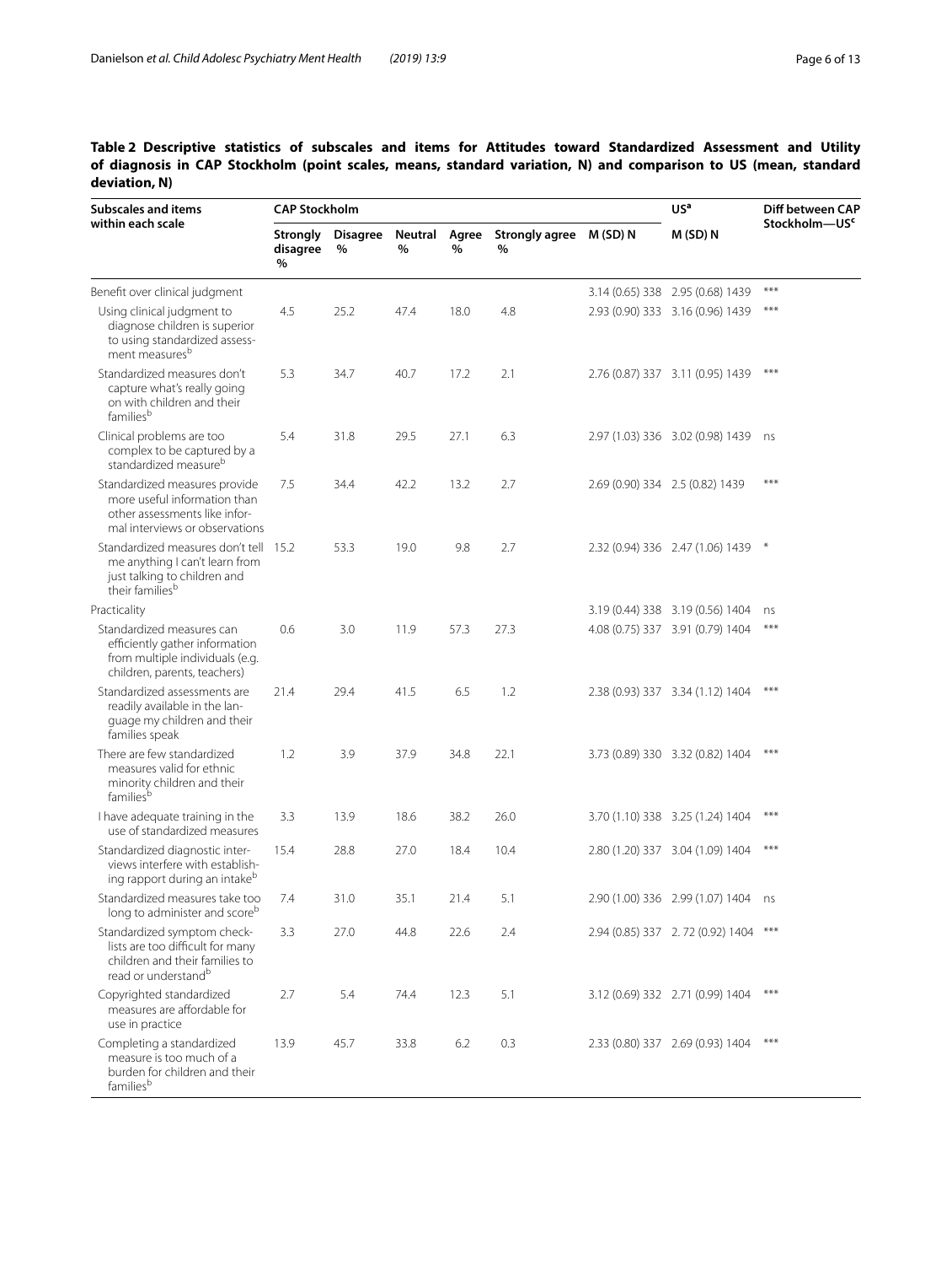**Table 2 Descriptive statistics of subscales and items for Attitudes toward Standardized Assessment and Utility of diagnosis in CAP Stockholm (point scales, means, standard variation, N) and comparison to US (mean, standard deviation, N)**

| Subscales and items within each scale | CAP Stockholm | | | | | | US[a] | Diff between CAP Stockholm—US[c] |
|---|---|---|---|---|---|---|---|---|
| | Strongly disagree % | Disagree % | Neutral % | Agree % | Strongly agree % | M (SD) N | M (SD) N | |
| Benefit over clinical judgment | | | | | | 3.14 (0.65) 338 | 2.95 (0.68) 1439 | *** |
| Using clinical judgment to diagnose children is superior to using standardized assessment measures[b] | 4.5 | 25.2 | 47.4 | 18.0 | 4.8 | 2.93 (0.90) 333 | 3.16 (0.96) 1439 | *** |
| Standardized measures don't capture what's really going on with children and their families[b] | 5.3 | 34.7 | 40.7 | 17.2 | 2.1 | 2.76 (0.87) 337 | 3.11 (0.95) 1439 | *** |
| Clinical problems are too complex to be captured by a standardized measure[b] | 5.4 | 31.8 | 29.5 | 27.1 | 6.3 | 2.97 (1.03) 336 | 3.02 (0.98) 1439 | ns |
| Standardized measures provide more useful information than other assessments like informal interviews or observations | 7.5 | 34.4 | 42.2 | 13.2 | 2.7 | 2.69 (0.90) 334 | 2.5 (0.82) 1439 | *** |
| Standardized measures don't tell me anything I can't learn from just talking to children and their families[b] | 15.2 | 53.3 | 19.0 | 9.8 | 2.7 | 2.32 (0.94) 336 | 2.47 (1.06) 1439 | * |
| Practicality | | | | | | 3.19 (0.44) 338 | 3.19 (0.56) 1404 | ns |
| Standardized measures can efficiently gather information from multiple individuals (e.g. children, parents, teachers) | 0.6 | 3.0 | 11.9 | 57.3 | 27.3 | 4.08 (0.75) 337 | 3.91 (0.79) 1404 | *** |
| Standardized assessments are readily available in the language my children and their families speak | 21.4 | 29.4 | 41.5 | 6.5 | 1.2 | 2.38 (0.93) 337 | 3.34 (1.12) 1404 | *** |
| There are few standardized measures valid for ethnic minority children and their families[b] | 1.2 | 3.9 | 37.9 | 34.8 | 22.1 | 3.73 (0.89) 330 | 3.32 (0.82) 1404 | *** |
| I have adequate training in the use of standardized measures | 3.3 | 13.9 | 18.6 | 38.2 | 26.0 | 3.70 (1.10) 338 | 3.25 (1.24) 1404 | *** |
| Standardized diagnostic interviews interfere with establishing rapport during an intake[b] | 15.4 | 28.8 | 27.0 | 18.4 | 10.4 | 2.80 (1.20) 337 | 3.04 (1.09) 1404 | *** |
| Standardized measures take too long to administer and score[b] | 7.4 | 31.0 | 35.1 | 21.4 | 5.1 | 2.90 (1.00) 336 | 2.99 (1.07) 1404 | ns |
| Standardized symptom checklists are too difficult for many children and their families to read or understand[b] | 3.3 | 27.0 | 44.8 | 22.6 | 2.4 | 2.94 (0.85) 337 | 2.72 (0.92) 1404 | *** |
| Copyrighted standardized measures are affordable for use in practice | 2.7 | 5.4 | 74.4 | 12.3 | 5.1 | 3.12 (0.69) 332 | 2.71 (0.99) 1404 | *** |
| Completing a standardized measure is too much of a burden for children and their families[b] | 13.9 | 45.7 | 33.8 | 6.2 | 0.3 | 2.33 (0.80) 337 | 2.69 (0.93) 1404 | *** |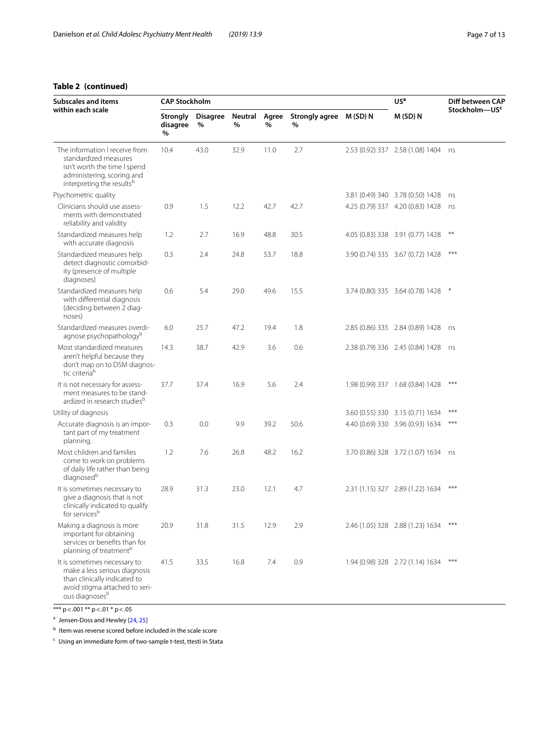**Table 2 (continued)**

| Subscales and items within each scale | CAP Stockholm | | | | | | US[a] | Diff between CAP Stockholm—US[c] |
|---|---|---|---|---|---|---|---|---|
| | Strongly disagree % | Disagree % | Neutral % | Agree % | Strongly agree % | M (SD) N | M (SD) N | |
| The information I receive from standardized measures isn't worth the time I spend administering, scoring and interpreting the results[b] | 10.4 | 43.0 | 32.9 | 11.0 | 2.7 | 2.53 (0.92) 337 | 2.58 (1.08) 1404 | ns |
| Psychometric quality | | | | | | 3.81 (0.49) 340 | 3.78 (0.50) 1428 | ns |
| Clinicians should use assessments with demonstrated reliability and validity | 0.9 | 1.5 | 12.2 | 42.7 | 42.7 | 4.25 (0.79) 337 | 4.20 (0.83) 1428 | ns |
| Standardized measures help with accurate diagnosis | 1.2 | 2.7 | 16.9 | 48.8 | 30.5 | 4.05 (0.83) 338 | 3.91 (0.77) 1428 | ** |
| Standardized measures help detect diagnostic comorbidity (presence of multiple diagnoses) | 0.3 | 2.4 | 24.8 | 53.7 | 18.8 | 3.90 (0.74) 335 | 3.67 (0.72) 1428 | *** |
| Standardized measures help with differential diagnosis (deciding between 2 diagnoses) | 0.6 | 5.4 | 29.0 | 49.6 | 15.5 | 3.74 (0.80) 335 | 3.64 (0.78) 1428 | * |
| Standardized measures overdiagnose psychopathology[b] | 6.0 | 25.7 | 47.2 | 19.4 | 1.8 | 2.85 (0.86) 335 | 2.84 (0.89) 1428 | ns |
| Most standardized measures aren't helpful because they don't map on to DSM diagnostic criteria[b] | 14.3 | 38.7 | 42.9 | 3.6 | 0.6 | 2.38 (0.79) 336 | 2.45 (0.84) 1428 | ns |
| It is not necessary for assessment measures to be standardized in research studies[b] | 37.7 | 37.4 | 16.9 | 5.6 | 2.4 | 1.98 (0.99) 337 | 1.68 (0.84) 1428 | *** |
| Utility of diagnosis | | | | | | 3.60 (0.55) 330 | 3.15 (0.71) 1634 | *** |
| Accurate diagnosis is an important part of my treatment planning. | 0.3 | 0.0 | 9.9 | 39.2 | 50.6 | 4.40 (0.69) 330 | 3.96 (0.93) 1634 | *** |
| Most children and families come to work on problems of daily life rather than being diagnosed[b] | 1.2 | 7.6 | 26.8 | 48.2 | 16.2 | 3.70 (0.86) 328 | 3.72 (1.07) 1634 | ns |
| It is sometimes necessary to give a diagnosis that is not clinically indicated to qualify for services[b] | 28.9 | 31.3 | 23.0 | 12.1 | 4.7 | 2.31 (1.15) 327 | 2.89 (1.22) 1634 | *** |
| Making a diagnosis is more important for obtaining services or benefits than for planning of treatment[b] | 20.9 | 31.8 | 31.5 | 12.9 | 2.9 | 2.46 (1.05) 328 | 2.88 (1.23) 1634 | *** |
| It is sometimes necessary to make a less serious diagnosis than clinically indicated to avoid stigma attached to serious diagnoses[b] | 41.5 | 33.5 | 16.8 | 7.4 | 0.9 | 1.94 (0.98) 328 | 2.72 (1.14) 1634 | *** |

*** $p < .001$ ** $p < .01$ * $p < .05$

[a] Jensen-Doss and Hewley [24, 25]

[b] Item was reverse scored before included in the scale score

[c] Using an immediate form of two-sample t-test, ttesti in Stata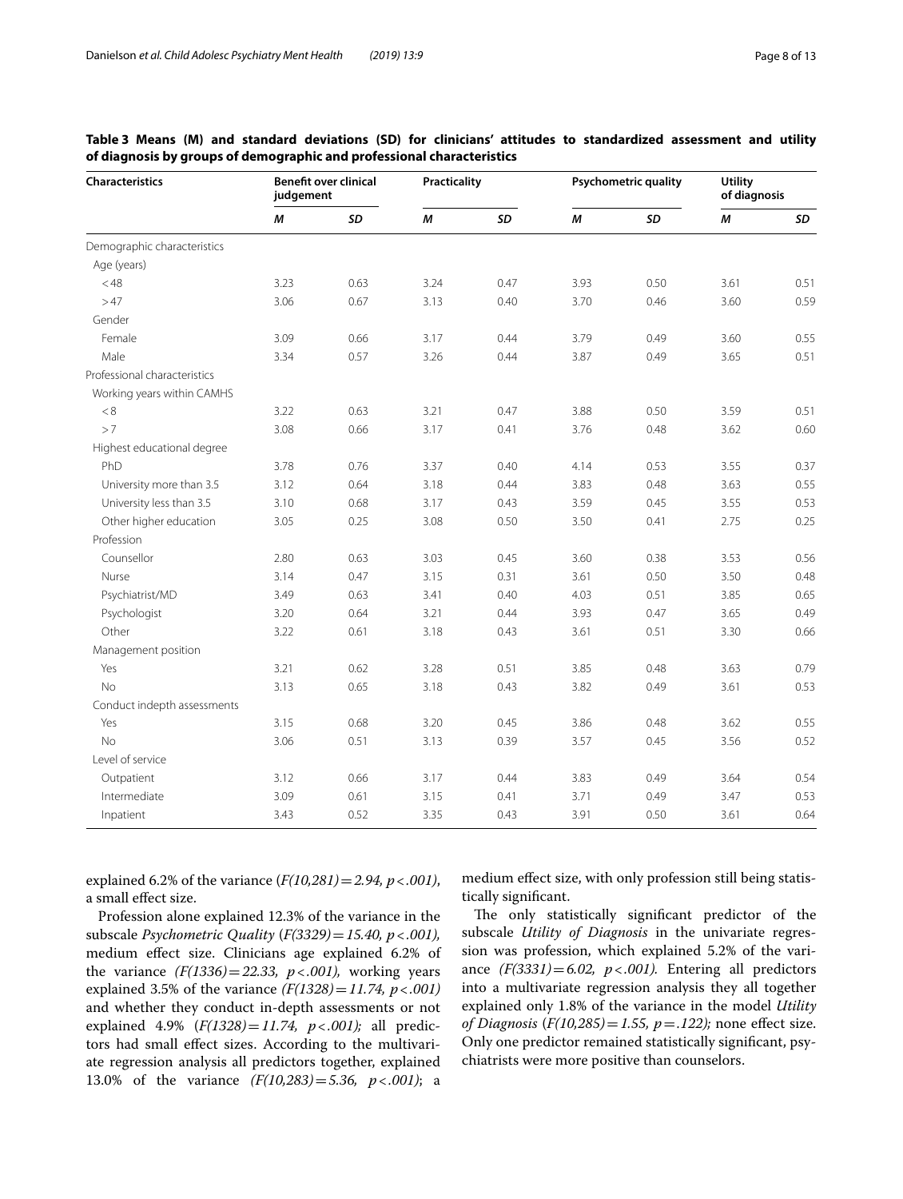**Table 3 Means (M) and standard deviations (SD) for clinicians' attitudes to standardized assessment and utility of diagnosis by groups of demographic and professional characteristics**

| Characteristics | Benefit over clinical judgement | | Practicality | | Psychometric quality | | Utility of diagnosis | |
|---|---|---|---|---|---|---|---|---|
| | *M* | *SD* | *M* | *SD* | *M* | *SD* | *M* | *SD* |
| Demographic characteristics | | | | | | | | |
| Age (years) | | | | | | | | |
| < 48 | 3.23 | 0.63 | 3.24 | 0.47 | 3.93 | 0.50 | 3.61 | 0.51 |
| > 47 | 3.06 | 0.67 | 3.13 | 0.40 | 3.70 | 0.46 | 3.60 | 0.59 |
| Gender | | | | | | | | |
| Female | 3.09 | 0.66 | 3.17 | 0.44 | 3.79 | 0.49 | 3.60 | 0.55 |
| Male | 3.34 | 0.57 | 3.26 | 0.44 | 3.87 | 0.49 | 3.65 | 0.51 |
| Professional characteristics | | | | | | | | |
| Working years within CAMHS | | | | | | | | |
| < 8 | 3.22 | 0.63 | 3.21 | 0.47 | 3.88 | 0.50 | 3.59 | 0.51 |
| > 7 | 3.08 | 0.66 | 3.17 | 0.41 | 3.76 | 0.48 | 3.62 | 0.60 |
| Highest educational degree | | | | | | | | |
| PhD | 3.78 | 0.76 | 3.37 | 0.40 | 4.14 | 0.53 | 3.55 | 0.37 |
| University more than 3.5 | 3.12 | 0.64 | 3.18 | 0.44 | 3.83 | 0.48 | 3.63 | 0.55 |
| University less than 3.5 | 3.10 | 0.68 | 3.17 | 0.43 | 3.59 | 0.45 | 3.55 | 0.53 |
| Other higher education | 3.05 | 0.25 | 3.08 | 0.50 | 3.50 | 0.41 | 2.75 | 0.25 |
| Profession | | | | | | | | |
| Counsellor | 2.80 | 0.63 | 3.03 | 0.45 | 3.60 | 0.38 | 3.53 | 0.56 |
| Nurse | 3.14 | 0.47 | 3.15 | 0.31 | 3.61 | 0.50 | 3.50 | 0.48 |
| Psychiatrist/MD | 3.49 | 0.63 | 3.41 | 0.40 | 4.03 | 0.51 | 3.85 | 0.65 |
| Psychologist | 3.20 | 0.64 | 3.21 | 0.44 | 3.93 | 0.47 | 3.65 | 0.49 |
| Other | 3.22 | 0.61 | 3.18 | 0.43 | 3.61 | 0.51 | 3.30 | 0.66 |
| Management position | | | | | | | | |
| Yes | 3.21 | 0.62 | 3.28 | 0.51 | 3.85 | 0.48 | 3.63 | 0.79 |
| No | 3.13 | 0.65 | 3.18 | 0.43 | 3.82 | 0.49 | 3.61 | 0.53 |
| Conduct indepth assessments | | | | | | | | |
| Yes | 3.15 | 0.68 | 3.20 | 0.45 | 3.86 | 0.48 | 3.62 | 0.55 |
| No | 3.06 | 0.51 | 3.13 | 0.39 | 3.57 | 0.45 | 3.56 | 0.52 |
| Level of service | | | | | | | | |
| Outpatient | 3.12 | 0.66 | 3.17 | 0.44 | 3.83 | 0.49 | 3.64 | 0.54 |
| Intermediate | 3.09 | 0.61 | 3.15 | 0.41 | 3.71 | 0.49 | 3.47 | 0.53 |
| Inpatient | 3.43 | 0.52 | 3.35 | 0.43 | 3.91 | 0.50 | 3.61 | 0.64 |

explained 6.2% of the variance ($F(10,281) = 2.94$, $p < .001$), a small effect size.

Profession alone explained 12.3% of the variance in the subscale *Psychometric Quality* ($F(3329) = 15.40$, $p < .001$), medium effect size. Clinicians age explained 6.2% of the variance ($F(1336) = 22.33$, $p < .001$), working years explained 3.5% of the variance ($F(1328) = 11.74$, $p < .001$) and whether they conduct in-depth assessments or not explained 4.9% ($F(1328) = 11.74$, $p < .001$); all predictors had small effect sizes. According to the multivariate regression analysis all predictors together, explained 13.0% of the variance ($F(10,283) = 5.36$, $p < .001$); a medium effect size, with only profession still being statistically significant.

The only statistically significant predictor of the subscale *Utility of Diagnosis* in the univariate regression was profession, which explained 5.2% of the variance ($F(3331) = 6.02$, $p < .001$). Entering all predictors into a multivariate regression analysis they all together explained only 1.8% of the variance in the model *Utility of Diagnosis* ($F(10,285) = 1.55$, $p = .122$); none effect size. Only one predictor remained statistically significant, psychiatrists were more positive than counselors.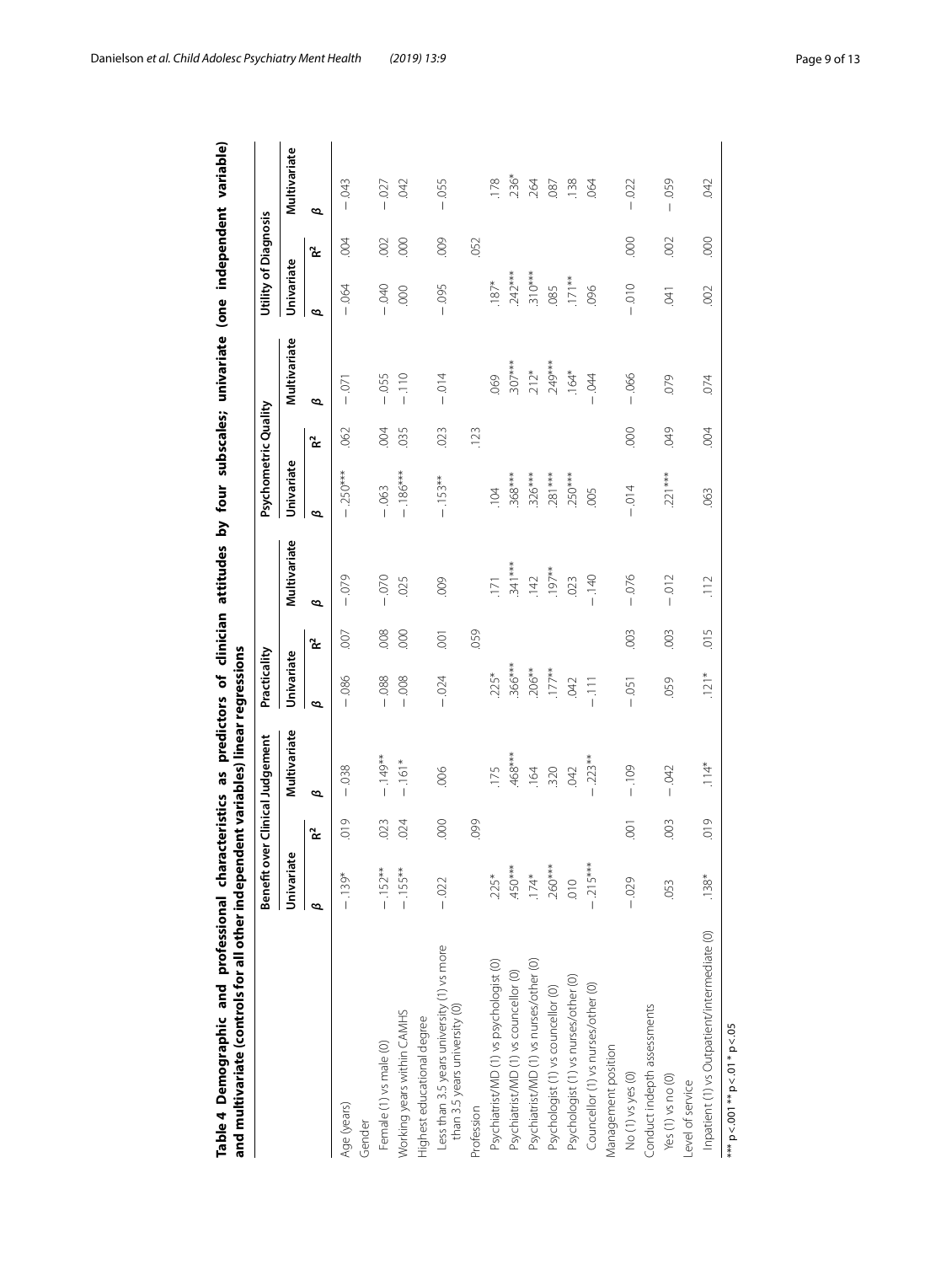**Table 4 Demographic and professional characteristics as predictors of clinician attitudes by four subscales; univariate (one independent variable) and multivariate (controls for all other independent variables) linear regressions**

| | Benefit over Clinical Judgement | | | Practicality | | | Psychometric Quality | | | Utility of Diagnosis | | |
|---|---|---|---|---|---|---|---|---|---|---|---|---|
| | Univariate | | Multivariate | Univariate | | Multivariate | Univariate | | Multivariate | Univariate | | Multivariate |
| | β | $R^2$ | β | β | $R^2$ | β | β | $R^2$ | β | β | $R^2$ | β |
| Age (years) | −.139* | .019 | −.038 | −.086 | .007 | −.079 | −.250*** | .062 | −.071 | −.064 | .004 | −.043 |
| Gender | | | | | | | | | | | | |
| Female (1) vs male (0) | −.152** | .023 | −.149** | −.088 | .008 | −.070 | −.063 | .004 | −.055 | −.040 | .002 | −.027 |
| Working years within CAMHS | −.155** | .024 | −.161* | −.008 | .000 | .025 | −.186*** | .035 | −.110 | .000 | .000 | .042 |
| Highest educational degree | | | | | | | | | | | | |
| Less than 3.5 years university (1) vs more than 3.5 years university (0) | −.022 | .000 | .006 | −.024 | .001 | .009 | −.153** | .023 | −.014 | −.095 | .009 | −.055 |
| Profession | | .099 | | | .059 | | | .123 | | | .052 | |
| Psychiatrist/MD (1) vs psychologist (0) | .225* | | .175 | .225* | | .171 | .104 | | .069 | .187* | | .178 |
| Psychiatrist/MD (1) vs councellor (0) | .450*** | | .468*** | .366*** | | .341*** | .368*** | | .307*** | .242*** | | .236* |
| Psychiatrist/MD (1) vs nurses/other (0) | .174* | | .164 | .206** | | .142 | .326*** | | .212* | .310*** | | .264 |
| Psychologist (1) vs councellor (0) | .260*** | | .320 | .177** | | .197** | .281*** | | .249*** | .085 | | .087 |
| Psychologist (1) vs nurses/other (0) | .010 | | .042 | .042 | | .023 | .250*** | | .164* | .171** | | .138 |
| Councellor (1) vs nurses/other (0) | −.215*** | | −.223** | −.111 | | −.140 | .005 | | −.044 | .096 | | .064 |
| Management position | | | | | | | | | | | | |
| No (1) vs yes (0) | −.029 | .001 | −.109 | −.051 | .003 | −.076 | −.014 | .000 | −.066 | −.010 | .000 | −.022 |
| Conduct indepth assessments | | | | | | | | | | | | |
| Yes (1) vs no (0) | .053 | .003 | −.042 | .059 | .003 | −.012 | .221*** | .049 | .079 | .041 | .002 | −.059 |
| Level of service | | | | | | | | | | | | |
| Inpatient (1) vs Outpatient/intermediate (0) | .138* | .019 | .114* | .121* | .015 | .112 | .063 | .004 | .074 | .002 | .000 | .042 |

*** $p < .001$ ** $p < .01$ * $p < .05$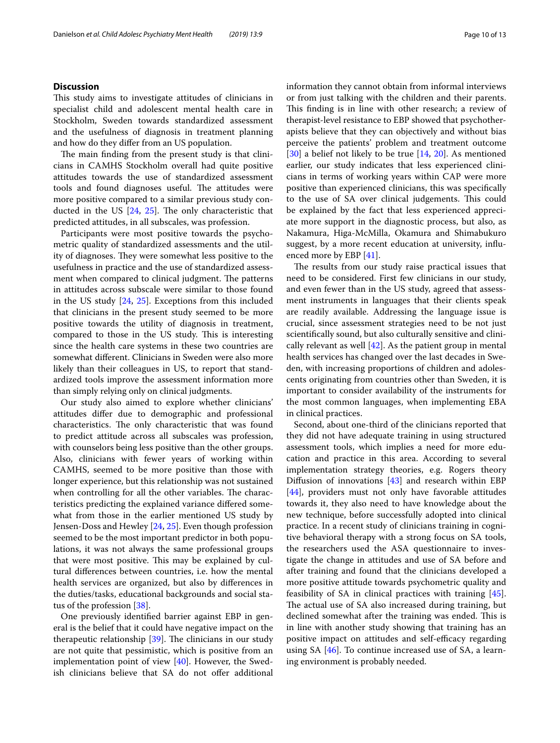## Discussion

This study aims to investigate attitudes of clinicians in specialist child and adolescent mental health care in Stockholm, Sweden towards standardized assessment and the usefulness of diagnosis in treatment planning and how do they differ from an US population.

The main finding from the present study is that clinicians in CAMHS Stockholm overall had quite positive attitudes towards the use of standardized assessment tools and found diagnoses useful. The attitudes were more positive compared to a similar previous study conducted in the US [24, 25]. The only characteristic that predicted attitudes, in all subscales, was profession.

Participants were most positive towards the psychometric quality of standardized assessments and the utility of diagnoses. They were somewhat less positive to the usefulness in practice and the use of standardized assessment when compared to clinical judgment. The patterns in attitudes across subscale were similar to those found in the US study [24, 25]. Exceptions from this included that clinicians in the present study seemed to be more positive towards the utility of diagnosis in treatment, compared to those in the US study. This is interesting since the health care systems in these two countries are somewhat different. Clinicians in Sweden were also more likely than their colleagues in US, to report that standardized tools improve the assessment information more than simply relying only on clinical judgments.

Our study also aimed to explore whether clinicians' attitudes differ due to demographic and professional characteristics. The only characteristic that was found to predict attitude across all subscales was profession, with counselors being less positive than the other groups. Also, clinicians with fewer years of working within CAMHS, seemed to be more positive than those with longer experience, but this relationship was not sustained when controlling for all the other variables. The characteristics predicting the explained variance differed somewhat from those in the earlier mentioned US study by Jensen-Doss and Hewley [24, 25]. Even though profession seemed to be the most important predictor in both populations, it was not always the same professional groups that were most positive. This may be explained by cultural differences between countries, i.e. how the mental health services are organized, but also by differences in the duties/tasks, educational backgrounds and social status of the profession [38].

One previously identified barrier against EBP in general is the belief that it could have negative impact on the therapeutic relationship [39]. The clinicians in our study are not quite that pessimistic, which is positive from an implementation point of view [40]. However, the Swedish clinicians believe that SA do not offer additional information they cannot obtain from informal interviews or from just talking with the children and their parents. This finding is in line with other research; a review of therapist-level resistance to EBP showed that psychotherapists believe that they can objectively and without bias perceive the patients' problem and treatment outcome [30] a belief not likely to be true [14, 20]. As mentioned earlier, our study indicates that less experienced clinicians in terms of working years within CAP were more positive than experienced clinicians, this was specifically to the use of SA over clinical judgements. This could be explained by the fact that less experienced appreciate more support in the diagnostic process, but also, as Nakamura, Higa-McMilla, Okamura and Shimabukuro suggest, by a more recent education at university, influenced more by EBP [41].

The results from our study raise practical issues that need to be considered. First few clinicians in our study, and even fewer than in the US study, agreed that assessment instruments in languages that their clients speak are readily available. Addressing the language issue is crucial, since assessment strategies need to be not just scientifically sound, but also culturally sensitive and clinically relevant as well [42]. As the patient group in mental health services has changed over the last decades in Sweden, with increasing proportions of children and adolescents originating from countries other than Sweden, it is important to consider availability of the instruments for the most common languages, when implementing EBA in clinical practices.

Second, about one-third of the clinicians reported that they did not have adequate training in using structured assessment tools, which implies a need for more education and practice in this area. According to several implementation strategy theories, e.g. Rogers theory Diffusion of innovations [43] and research within EBP [44], providers must not only have favorable attitudes towards it, they also need to have knowledge about the new technique, before successfully adopted into clinical practice. In a recent study of clinicians training in cognitive behavioral therapy with a strong focus on SA tools, the researchers used the ASA questionnaire to investigate the change in attitudes and use of SA before and after training and found that the clinicians developed a more positive attitude towards psychometric quality and feasibility of SA in clinical practices with training [45]. The actual use of SA also increased during training, but declined somewhat after the training was ended. This is in line with another study showing that training has an positive impact on attitudes and self-efficacy regarding using SA [46]. To continue increased use of SA, a learning environment is probably needed.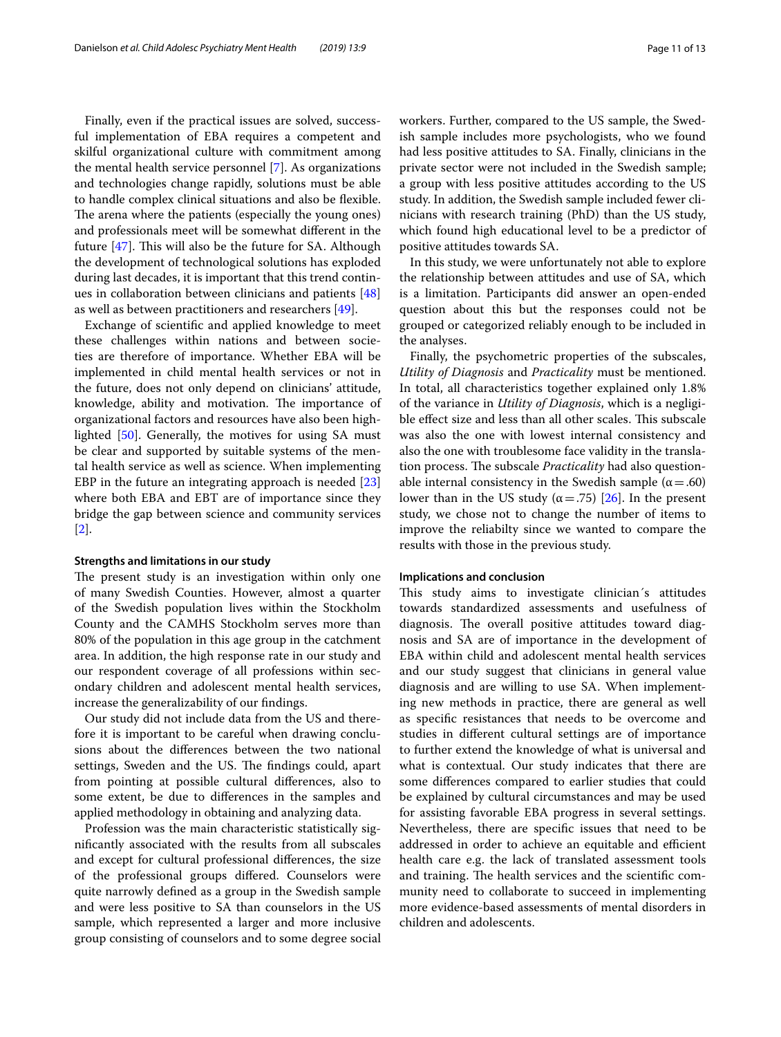Finally, even if the practical issues are solved, successful implementation of EBA requires a competent and skilful organizational culture with commitment among the mental health service personnel [7]. As organizations and technologies change rapidly, solutions must be able to handle complex clinical situations and also be flexible. The arena where the patients (especially the young ones) and professionals meet will be somewhat different in the future [47]. This will also be the future for SA. Although the development of technological solutions has exploded during last decades, it is important that this trend continues in collaboration between clinicians and patients [48] as well as between practitioners and researchers [49].

Exchange of scientific and applied knowledge to meet these challenges within nations and between societies are therefore of importance. Whether EBA will be implemented in child mental health services or not in the future, does not only depend on clinicians' attitude, knowledge, ability and motivation. The importance of organizational factors and resources have also been highlighted [50]. Generally, the motives for using SA must be clear and supported by suitable systems of the mental health service as well as science. When implementing EBP in the future an integrating approach is needed [23] where both EBA and EBT are of importance since they bridge the gap between science and community services [2].

#### Strengths and limitations in our study

The present study is an investigation within only one of many Swedish Counties. However, almost a quarter of the Swedish population lives within the Stockholm County and the CAMHS Stockholm serves more than 80% of the population in this age group in the catchment area. In addition, the high response rate in our study and our respondent coverage of all professions within secondary children and adolescent mental health services, increase the generalizability of our findings.

Our study did not include data from the US and therefore it is important to be careful when drawing conclusions about the differences between the two national settings, Sweden and the US. The findings could, apart from pointing at possible cultural differences, also to some extent, be due to differences in the samples and applied methodology in obtaining and analyzing data.

Profession was the main characteristic statistically significantly associated with the results from all subscales and except for cultural professional differences, the size of the professional groups differed. Counselors were quite narrowly defined as a group in the Swedish sample and were less positive to SA than counselors in the US sample, which represented a larger and more inclusive group consisting of counselors and to some degree social workers. Further, compared to the US sample, the Swedish sample includes more psychologists, who we found had less positive attitudes to SA. Finally, clinicians in the private sector were not included in the Swedish sample; a group with less positive attitudes according to the US study. In addition, the Swedish sample included fewer clinicians with research training (PhD) than the US study, which found high educational level to be a predictor of positive attitudes towards SA.

In this study, we were unfortunately not able to explore the relationship between attitudes and use of SA, which is a limitation. Participants did answer an open-ended question about this but the responses could not be grouped or categorized reliably enough to be included in the analyses.

Finally, the psychometric properties of the subscales, *Utility of Diagnosis* and *Practicality* must be mentioned. In total, all characteristics together explained only 1.8% of the variance in *Utility of Diagnosis*, which is a negligible effect size and less than all other scales. This subscale was also the one with lowest internal consistency and also the one with troublesome face validity in the translation process. The subscale *Practicality* had also questionable internal consistency in the Swedish sample ($\alpha = .60$) lower than in the US study ($\alpha = .75$) [26]. In the present study, we chose not to change the number of items to improve the reliabilty since we wanted to compare the results with those in the previous study.

#### Implications and conclusion

This study aims to investigate clinician´s attitudes towards standardized assessments and usefulness of diagnosis. The overall positive attitudes toward diagnosis and SA are of importance in the development of EBA within child and adolescent mental health services and our study suggest that clinicians in general value diagnosis and are willing to use SA. When implementing new methods in practice, there are general as well as specific resistances that needs to be overcome and studies in different cultural settings are of importance to further extend the knowledge of what is universal and what is contextual. Our study indicates that there are some differences compared to earlier studies that could be explained by cultural circumstances and may be used for assisting favorable EBA progress in several settings. Nevertheless, there are specific issues that need to be addressed in order to achieve an equitable and efficient health care e.g. the lack of translated assessment tools and training. The health services and the scientific community need to collaborate to succeed in implementing more evidence-based assessments of mental disorders in children and adolescents.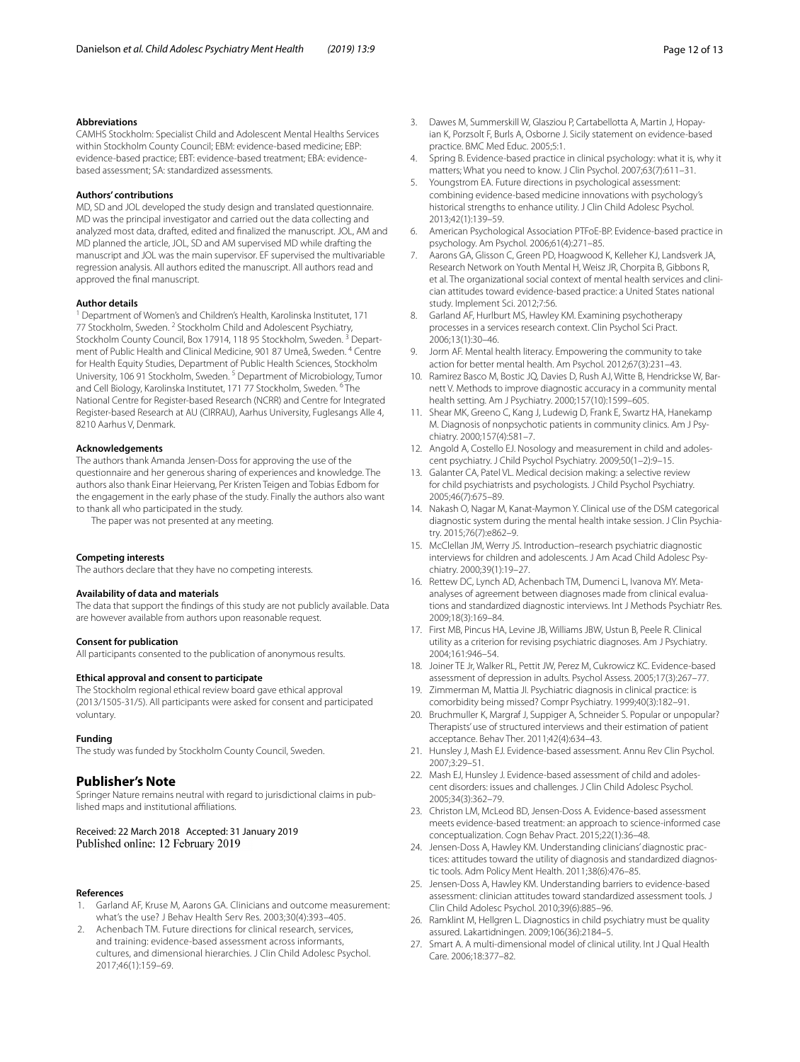### Abbreviations

CAMHS Stockholm: Specialist Child and Adolescent Mental Healths Services within Stockholm County Council; EBM: evidence-based medicine; EBP: evidence-based practice; EBT: evidence-based treatment; EBA: evidence-based assessment; SA: standardized assessments.

### Authors' contributions

MD, SD and JOL developed the study design and translated questionnaire. MD was the principal investigator and carried out the data collecting and analyzed most data, drafted, edited and finalized the manuscript. JOL, AM and MD planned the article, JOL, SD and AM supervised MD while drafting the manuscript and JOL was the main supervisor. EF supervised the multivariable regression analysis. All authors edited the manuscript. All authors read and approved the final manuscript.

### Author details

[1] Department of Women's and Children's Health, Karolinska Institutet, 171 77 Stockholm, Sweden. [2] Stockholm Child and Adolescent Psychiatry, Stockholm County Council, Box 17914, 118 95 Stockholm, Sweden. [3] Department of Public Health and Clinical Medicine, 901 87 Umeå, Sweden. [4] Centre for Health Equity Studies, Department of Public Health Sciences, Stockholm University, 106 91 Stockholm, Sweden. [5] Department of Microbiology, Tumor and Cell Biology, Karolinska Institutet, 171 77 Stockholm, Sweden. [6] The National Centre for Register-based Research (NCRR) and Centre for Integrated Register-based Research at AU (CIRRAU), Aarhus University, Fuglesangs Alle 4, 8210 Aarhus V, Denmark.

### Acknowledgements

The authors thank Amanda Jensen-Doss for approving the use of the questionnaire and her generous sharing of experiences and knowledge. The authors also thank Einar Heiervang, Per Kristen Teigen and Tobias Edbom for the engagement in the early phase of the study. Finally the authors also want to thank all who participated in the study.

The paper was not presented at any meeting.

### Competing interests

The authors declare that they have no competing interests.

### Availability of data and materials

The data that support the findings of this study are not publicly available. Data are however available from authors upon reasonable request.

### Consent for publication

All participants consented to the publication of anonymous results.

### Ethical approval and consent to participate

The Stockholm regional ethical review board gave ethical approval (2013/1505-31/5). All participants were asked for consent and participated voluntary.

### Funding

The study was funded by Stockholm County Council, Sweden.

## Publisher's Note

Springer Nature remains neutral with regard to jurisdictional claims in published maps and institutional affiliations.

Received: 22 March 2018 Accepted: 31 January 2019
Published online: 12 February 2019

### References

1. Garland AF, Kruse M, Aarons GA. Clinicians and outcome measurement: what's the use? J Behav Health Serv Res. 2003;30(4):393–405.
2. Achenbach TM. Future directions for clinical research, services, and training: evidence-based assessment across informants, cultures, and dimensional hierarchies. J Clin Child Adolesc Psychol. 2017;46(1):159–69.
3. Dawes M, Summerskill W, Glasziou P, Cartabellotta A, Martin J, Hopayian K, Porzsolt F, Burls A, Osborne J. Sicily statement on evidence-based practice. BMC Med Educ. 2005;5:1.
4. Spring B. Evidence-based practice in clinical psychology: what it is, why it matters; What you need to know. J Clin Psychol. 2007;63(7):611–31.
5. Youngstrom EA. Future directions in psychological assessment: combining evidence-based medicine innovations with psychology's historical strengths to enhance utility. J Clin Child Adolesc Psychol. 2013;42(1):139–59.
6. American Psychological Association PTFoE-BP. Evidence-based practice in psychology. Am Psychol. 2006;61(4):271–85.
7. Aarons GA, Glisson C, Green PD, Hoagwood K, Kelleher KJ, Landsverk JA, Research Network on Youth Mental H, Weisz JR, Chorpita B, Gibbons R, et al. The organizational social context of mental health services and clinician attitudes toward evidence-based practice: a United States national study. Implement Sci. 2012;7:56.
8. Garland AF, Hurlburt MS, Hawley KM. Examining psychotherapy processes in a services research context. Clin Psychol Sci Pract. 2006;13(1):30–46.
9. Jorm AF. Mental health literacy. Empowering the community to take action for better mental health. Am Psychol. 2012;67(3):231–43.
10. Ramirez Basco M, Bostic JQ, Davies D, Rush AJ, Witte B, Hendrickse W, Barnett V. Methods to improve diagnostic accuracy in a community mental health setting. Am J Psychiatry. 2000;157(10):1599–605.
11. Shear MK, Greeno C, Kang J, Ludewig D, Frank E, Swartz HA, Hanekamp M. Diagnosis of nonpsychotic patients in community clinics. Am J Psychiatry. 2000;157(4):581–7.
12. Angold A, Costello EJ. Nosology and measurement in child and adolescent psychiatry. J Child Psychol Psychiatry. 2009;50(1–2):9–15.
13. Galanter CA, Patel VL. Medical decision making: a selective review for child psychiatrists and psychologists. J Child Psychol Psychiatry. 2005;46(7):675–89.
14. Nakash O, Nagar M, Kanat-Maymon Y. Clinical use of the DSM categorical diagnostic system during the mental health intake session. J Clin Psychiatry. 2015;76(7):e862–9.
15. McClellan JM, Werry JS. Introduction–research psychiatric diagnostic interviews for children and adolescents. J Am Acad Child Adolesc Psychiatry. 2000;39(1):19–27.
16. Rettew DC, Lynch AD, Achenbach TM, Dumenci L, Ivanova MY. Meta-analyses of agreement between diagnoses made from clinical evaluations and standardized diagnostic interviews. Int J Methods Psychiatr Res. 2009;18(3):169–84.
17. First MB, Pincus HA, Levine JB, Williams JBW, Ustun B, Peele R. Clinical utility as a criterion for revising psychiatric diagnoses. Am J Psychiatry. 2004;161:946–54.
18. Joiner TE Jr, Walker RL, Pettit JW, Perez M, Cukrowicz KC. Evidence-based assessment of depression in adults. Psychol Assess. 2005;17(3):267–77.
19. Zimmerman M, Mattia JI. Psychiatric diagnosis in clinical practice: is comorbidity being missed? Compr Psychiatry. 1999;40(3):182–91.
20. Bruchmuller K, Margraf J, Suppiger A, Schneider S. Popular or unpopular? Therapists' use of structured interviews and their estimation of patient acceptance. Behav Ther. 2011;42(4):634–43.
21. Hunsley J, Mash EJ. Evidence-based assessment. Annu Rev Clin Psychol. 2007;3:29–51.
22. Mash EJ, Hunsley J. Evidence-based assessment of child and adolescent disorders: issues and challenges. J Clin Child Adolesc Psychol. 2005;34(3):362–79.
23. Christon LM, McLeod BD, Jensen-Doss A. Evidence-based assessment meets evidence-based treatment: an approach to science-informed case conceptualization. Cogn Behav Pract. 2015;22(1):36–48.
24. Jensen-Doss A, Hawley KM. Understanding clinicians' diagnostic practices: attitudes toward the utility of diagnosis and standardized diagnostic tools. Adm Policy Ment Health. 2011;38(6):476–85.
25. Jensen-Doss A, Hawley KM. Understanding barriers to evidence-based assessment: clinician attitudes toward standardized assessment tools. J Clin Child Adolesc Psychol. 2010;39(6):885–96.
26. Ramklint M, Hellgren L. Diagnostics in child psychiatry must be quality assured. Lakartidningen. 2009;106(36):2184–5.
27. Smart A. A multi-dimensional model of clinical utility. Int J Qual Health Care. 2006;18:377–82.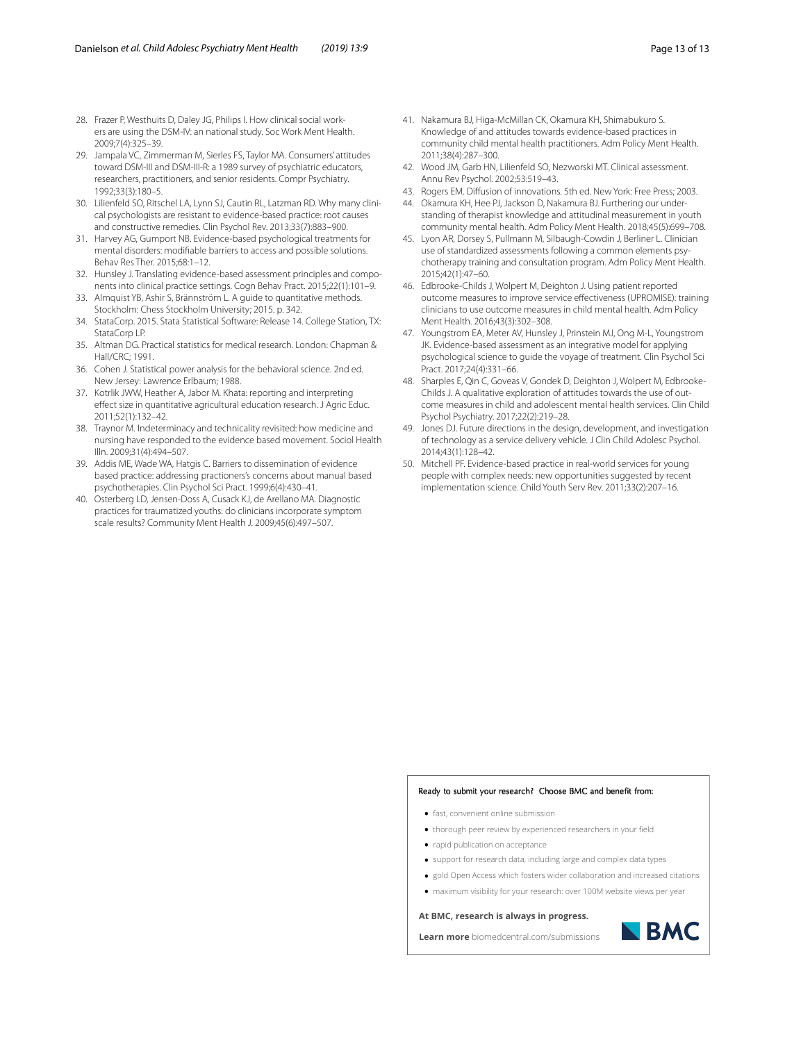28. Frazer P, Westhuits D, Daley JG, Philips I. How clinical social workers are using the DSM-IV: an national study. Soc Work Ment Health. 2009;7(4):325–39.
29. Jampala VC, Zimmerman M, Sierles FS, Taylor MA. Consumers' attitudes toward DSM-III and DSM-III-R: a 1989 survey of psychiatric educators, researchers, practitioners, and senior residents. Compr Psychiatry. 1992;33(3):180–5.
30. Lilienfeld SO, Ritschel LA, Lynn SJ, Cautin RL, Latzman RD. Why many clinical psychologists are resistant to evidence-based practice: root causes and constructive remedies. Clin Psychol Rev. 2013;33(7):883–900.
31. Harvey AG, Gumport NB. Evidence-based psychological treatments for mental disorders: modifiable barriers to access and possible solutions. Behav Res Ther. 2015;68:1–12.
32. Hunsley J. Translating evidence-based assessment principles and components into clinical practice settings. Cogn Behav Pract. 2015;22(1):101–9.
33. Almquist YB, Ashir S, Brännström L. A guide to quantitative methods. Stockholm: Chess Stockholm University; 2015. p. 342.
34. StataCorp. 2015. Stata Statistical Software: Release 14. College Station, TX: StataCorp LP.
35. Altman DG. Practical statistics for medical research. London: Chapman & Hall/CRC; 1991.
36. Cohen J. Statistical power analysis for the behavioral science. 2nd ed. New Jersey: Lawrence Erlbaum; 1988.
37. Kotrlik JWW, Heather A, Jabor M. Khata: reporting and interpreting effect size in quantitative agricultural education research. J Agric Educ. 2011;52(1):132–42.
38. Traynor M. Indeterminacy and technicality revisited: how medicine and nursing have responded to the evidence based movement. Sociol Health Illn. 2009;31(4):494–507.
39. Addis ME, Wade WA, Hatgis C. Barriers to dissemination of evidence based practice: addressing practioners's concerns about manual based psychotherapies. Clin Psychol Sci Pract. 1999;6(4):430–41.
40. Osterberg LD, Jensen-Doss A, Cusack KJ, de Arellano MA. Diagnostic practices for traumatized youths: do clinicians incorporate symptom scale results? Community Ment Health J. 2009;45(6):497–507.
41. Nakamura BJ, Higa-McMillan CK, Okamura KH, Shimabukuro S. Knowledge of and attitudes towards evidence-based practices in community child mental health practitioners. Adm Policy Ment Health. 2011;38(4):287–300.
42. Wood JM, Garb HN, Lilienfeld SO, Nezworski MT. Clinical assessment. Annu Rev Psychol. 2002;53:519–43.
43. Rogers EM. Diffusion of innovations. 5th ed. New York: Free Press; 2003.
44. Okamura KH, Hee PJ, Jackson D, Nakamura BJ. Furthering our understanding of therapist knowledge and attitudinal measurement in youth community mental health. Adm Policy Ment Health. 2018;45(5):699–708.
45. Lyon AR, Dorsey S, Pullmann M, Silbaugh-Cowdin J, Berliner L. Clinician use of standardized assessments following a common elements psychotherapy training and consultation program. Adm Policy Ment Health. 2015;42(1):47–60.
46. Edbrooke-Childs J, Wolpert M, Deighton J. Using patient reported outcome measures to improve service effectiveness (UPROMISE): training clinicians to use outcome measures in child mental health. Adm Policy Ment Health. 2016;43(3):302–308.
47. Youngstrom EA, Meter AV, Hunsley J, Prinstein MJ, Ong M-L, Youngstrom JK. Evidence-based assessment as an integrative model for applying psychological science to guide the voyage of treatment. Clin Psychol Sci Pract. 2017;24(4):331–66.
48. Sharples E, Qin C, Goveas V, Gondek D, Deighton J, Wolpert M, Edbrooke-Childs J. A qualitative exploration of attitudes towards the use of outcome measures in child and adolescent mental health services. Clin Child Psychol Psychiatry. 2017;22(2):219–28.
49. Jones DJ. Future directions in the design, development, and investigation of technology as a service delivery vehicle. J Clin Child Adolesc Psychol. 2014;43(1):128–42.
50. Mitchell PF. Evidence-based practice in real-world services for young people with complex needs: new opportunities suggested by recent implementation science. Child Youth Serv Rev. 2011;33(2):207–16.

Ready to submit your research? Choose BMC and benefit from:

- fast, convenient online submission
- thorough peer review by experienced researchers in your field
- rapid publication on acceptance
- support for research data, including large and complex data types
- gold Open Access which fosters wider collaboration and increased citations
- maximum visibility for your research: over 100M website views per year

**At BMC, research is always in progress.**

**Learn more** biomedcentral.com/submissions

BMC